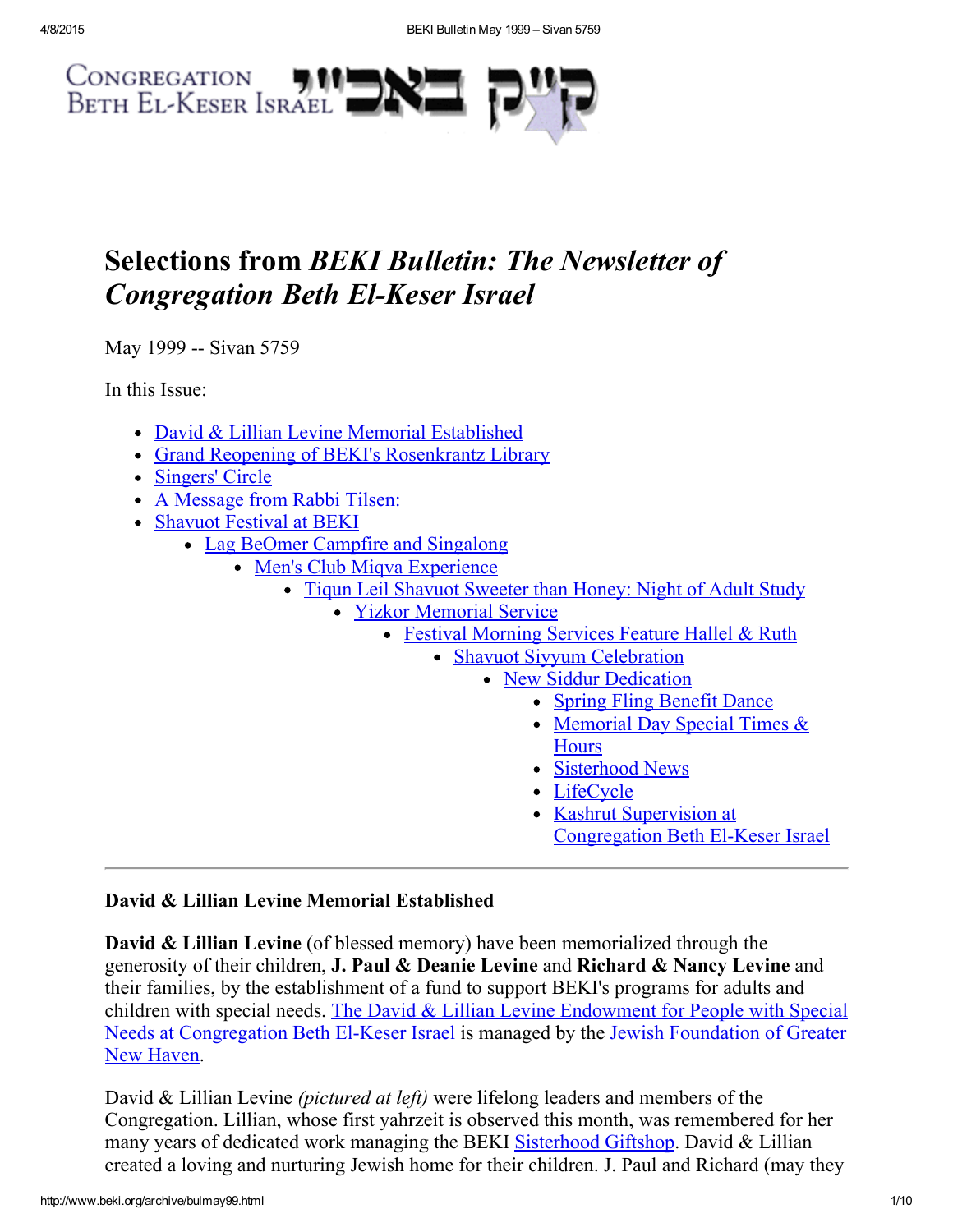Congregation Beth El-Keser Israel קי"ק באב"י

# Selections from *BEKI Bulletin: The Newsletter of Congregation Beth El-Keser Israel*

May 1999 -- Sivan 5759

In this Issue:

- David & Lillian Levine Memorial Established
- Grand Reopening of BEKI's Rosenkrantz Library
- Singers' Circle
- A Message from Rabbi Tilsen:
- Shavuot Festival at BEKI
  - Lag BeOmer Campfire and Singalong
    - Men's Club Miqva Experience
      - Tiqun Leil Shavuot Sweeter than Honey: Night of Adult Study
        - Yizkor Memorial Service
          - Festival Morning Services Feature Hallel & Ruth
            - Shavuot Siyyum Celebration
              - New Siddur Dedication
                - Spring Fling Benefit Dance
                - Memorial Day Special Times & Hours
                - Sisterhood News
                - LifeCycle
                - Kashrut Supervision at Congregation Beth El-Keser Israel

---

**David & Lillian Levine Memorial Established**

**David & Lillian Levine** (of blessed memory) have been memorialized through the generosity of their children, **J. Paul & Deanie Levine** and **Richard & Nancy Levine** and their families, by the establishment of a fund to support BEKI's programs for adults and children with special needs. The David & Lillian Levine Endowment for People with Special Needs at Congregation Beth El-Keser Israel is managed by the Jewish Foundation of Greater New Haven.

David & Lillian Levine *(pictured at left)* were lifelong leaders and members of the Congregation. Lillian, whose first yahrzeit is observed this month, was remembered for her many years of dedicated work managing the BEKI Sisterhood Giftshop. David & Lillian created a loving and nurturing Jewish home for their children. J. Paul and Richard (may they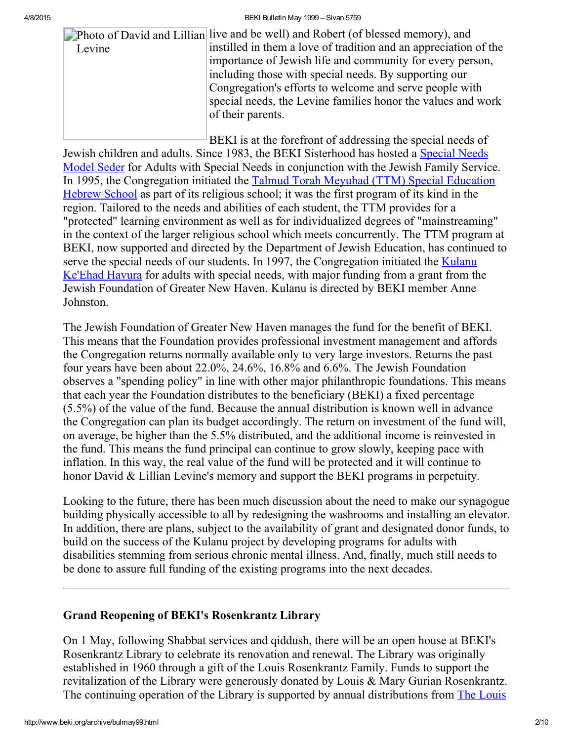live and be well) and Robert (of blessed memory), and instilled in them a love of tradition and an appreciation of the importance of Jewish life and community for every person, including those with special needs. By supporting our Congregation's efforts to welcome and serve people with special needs, the Levine families honor the values and work of their parents.

BEKI is at the forefront of addressing the special needs of Jewish children and adults. Since 1983, the BEKI Sisterhood has hosted a Special Needs Model Seder for Adults with Special Needs in conjunction with the Jewish Family Service. In 1995, the Congregation initiated the Talmud Torah Meyuhad (TTM) Special Education Hebrew School as part of its religious school; it was the first program of its kind in the region. Tailored to the needs and abilities of each student, the TTM provides for a "protected" learning environment as well as for individualized degrees of "mainstreaming" in the context of the larger religious school which meets concurrently. The TTM program at BEKI, now supported and directed by the Department of Jewish Education, has continued to serve the special needs of our students. In 1997, the Congregation initiated the Kulanu Ke'Ehad Havura for adults with special needs, with major funding from a grant from the Jewish Foundation of Greater New Haven. Kulanu is directed by BEKI member Anne Johnston.

The Jewish Foundation of Greater New Haven manages the fund for the benefit of BEKI. This means that the Foundation provides professional investment management and affords the Congregation returns normally available only to very large investors. Returns the past four years have been about 22.0%, 24.6%, 16.8% and 6.6%. The Jewish Foundation observes a "spending policy" in line with other major philanthropic foundations. This means that each year the Foundation distributes to the beneficiary (BEKI) a fixed percentage (5.5%) of the value of the fund. Because the annual distribution is known well in advance the Congregation can plan its budget accordingly. The return on investment of the fund will, on average, be higher than the 5.5% distributed, and the additional income is reinvested in the fund. This means the fund principal can continue to grow slowly, keeping pace with inflation. In this way, the real value of the fund will be protected and it will continue to honor David & Lillian Levine's memory and support the BEKI programs in perpetuity.

Looking to the future, there has been much discussion about the need to make our synagogue building physically accessible to all by redesigning the washrooms and installing an elevator. In addition, there are plans, subject to the availability of grant and designated donor funds, to build on the success of the Kulanu project by developing programs for adults with disabilities stemming from serious chronic mental illness. And, finally, much still needs to be done to assure full funding of the existing programs into the next decades.

---

### Grand Reopening of BEKI's Rosenkrantz Library

On 1 May, following Shabbat services and qiddush, there will be an open house at BEKI's Rosenkrantz Library to celebrate its renovation and renewal. The Library was originally established in 1960 through a gift of the Louis Rosenkrantz Family. Funds to support the revitalization of the Library were generously donated by Louis & Mary Gurian Rosenkrantz. The continuing operation of the Library is supported by annual distributions from The Louis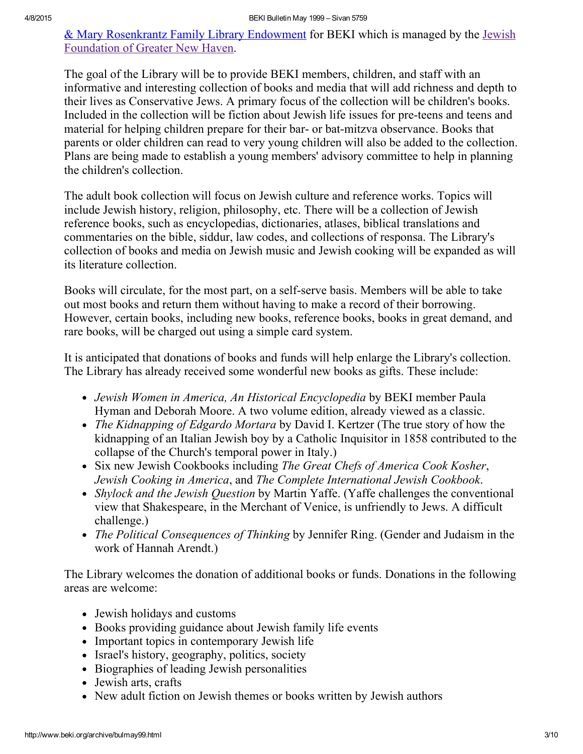[& Mary Rosenkrantz Family Library Endowment](#) for BEKI which is managed by the [Jewish Foundation of Greater New Haven](#).

The goal of the Library will be to provide BEKI members, children, and staff with an informative and interesting collection of books and media that will add richness and depth to their lives as Conservative Jews. A primary focus of the collection will be children's books. Included in the collection will be fiction about Jewish life issues for pre-teens and teens and material for helping children prepare for their bar- or bat-mitzva observance. Books that parents or older children can read to very young children will also be added to the collection. Plans are being made to establish a young members' advisory committee to help in planning the children's collection.

The adult book collection will focus on Jewish culture and reference works. Topics will include Jewish history, religion, philosophy, etc. There will be a collection of Jewish reference books, such as encyclopedias, dictionaries, atlases, biblical translations and commentaries on the bible, siddur, law codes, and collections of responsa. The Library's collection of books and media on Jewish music and Jewish cooking will be expanded as will its literature collection.

Books will circulate, for the most part, on a self-serve basis. Members will be able to take out most books and return them without having to make a record of their borrowing. However, certain books, including new books, reference books, books in great demand, and rare books, will be charged out using a simple card system.

It is anticipated that donations of books and funds will help enlarge the Library's collection. The Library has already received some wonderful new books as gifts. These include:

- *Jewish Women in America, An Historical Encyclopedia* by BEKI member Paula Hyman and Deborah Moore. A two volume edition, already viewed as a classic.
- *The Kidnapping of Edgardo Mortara* by David I. Kertzer (The true story of how the kidnapping of an Italian Jewish boy by a Catholic Inquisitor in 1858 contributed to the collapse of the Church's temporal power in Italy.)
- Six new Jewish Cookbooks including *The Great Chefs of America Cook Kosher*, *Jewish Cooking in America*, and *The Complete International Jewish Cookbook*.
- *Shylock and the Jewish Question* by Martin Yaffe. (Yaffe challenges the conventional view that Shakespeare, in the Merchant of Venice, is unfriendly to Jews. A difficult challenge.)
- *The Political Consequences of Thinking* by Jennifer Ring. (Gender and Judaism in the work of Hannah Arendt.)

The Library welcomes the donation of additional books or funds. Donations in the following areas are welcome:

- Jewish holidays and customs
- Books providing guidance about Jewish family life events
- Important topics in contemporary Jewish life
- Israel's history, geography, politics, society
- Biographies of leading Jewish personalities
- Jewish arts, crafts
- New adult fiction on Jewish themes or books written by Jewish authors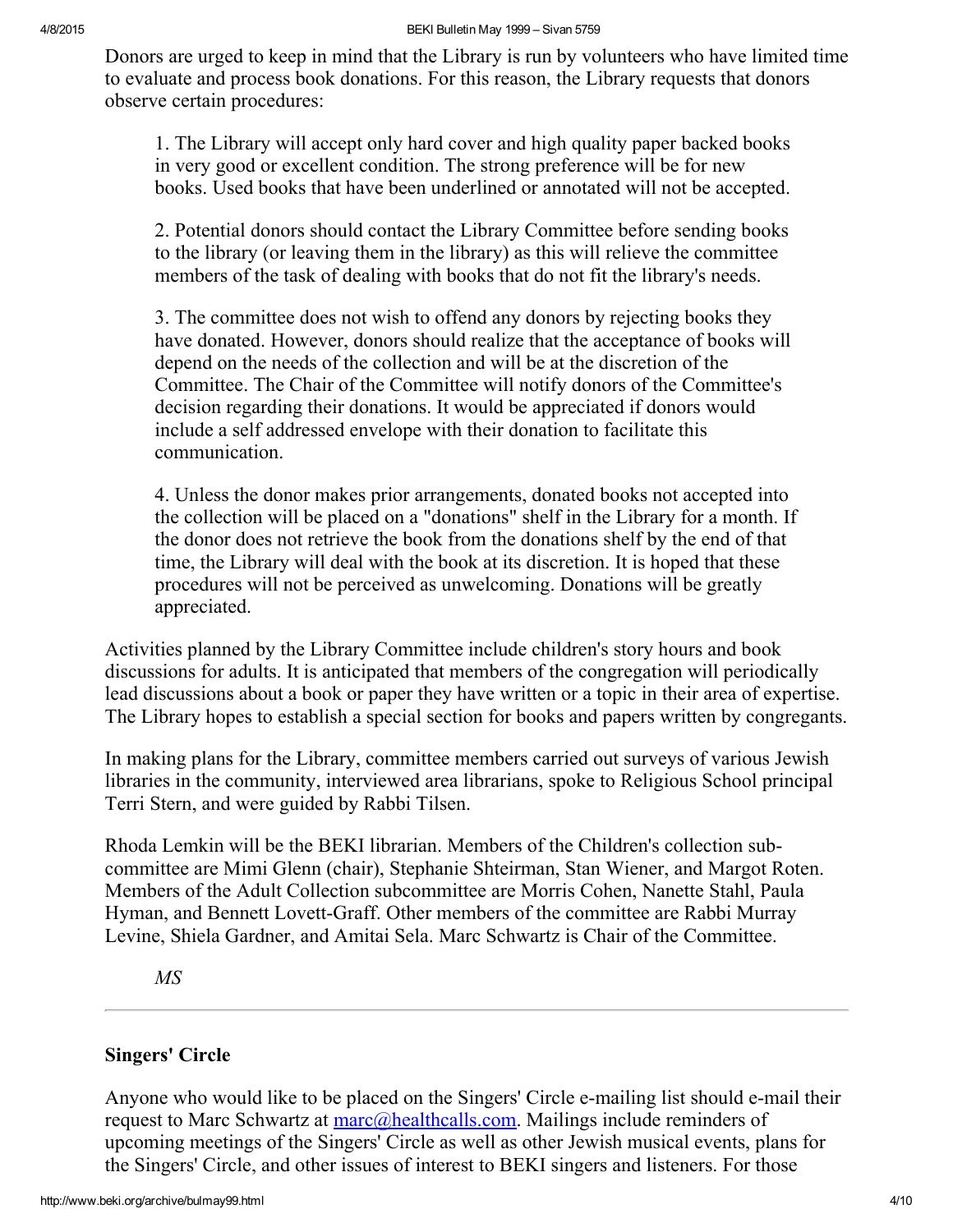Donors are urged to keep in mind that the Library is run by volunteers who have limited time to evaluate and process book donations. For this reason, the Library requests that donors observe certain procedures:

1. The Library will accept only hard cover and high quality paper backed books in very good or excellent condition. The strong preference will be for new books. Used books that have been underlined or annotated will not be accepted.

2. Potential donors should contact the Library Committee before sending books to the library (or leaving them in the library) as this will relieve the committee members of the task of dealing with books that do not fit the library's needs.

3. The committee does not wish to offend any donors by rejecting books they have donated. However, donors should realize that the acceptance of books will depend on the needs of the collection and will be at the discretion of the Committee. The Chair of the Committee will notify donors of the Committee's decision regarding their donations. It would be appreciated if donors would include a self addressed envelope with their donation to facilitate this communication.

4. Unless the donor makes prior arrangements, donated books not accepted into the collection will be placed on a "donations" shelf in the Library for a month. If the donor does not retrieve the book from the donations shelf by the end of that time, the Library will deal with the book at its discretion. It is hoped that these procedures will not be perceived as unwelcoming. Donations will be greatly appreciated.

Activities planned by the Library Committee include children's story hours and book discussions for adults. It is anticipated that members of the congregation will periodically lead discussions about a book or paper they have written or a topic in their area of expertise. The Library hopes to establish a special section for books and papers written by congregants.

In making plans for the Library, committee members carried out surveys of various Jewish libraries in the community, interviewed area librarians, spoke to Religious School principal Terri Stern, and were guided by Rabbi Tilsen.

Rhoda Lemkin will be the BEKI librarian. Members of the Children's collection sub-committee are Mimi Glenn (chair), Stephanie Shteirman, Stan Wiener, and Margot Roten. Members of the Adult Collection subcommittee are Morris Cohen, Nanette Stahl, Paula Hyman, and Bennett Lovett-Graff. Other members of the committee are Rabbi Murray Levine, Shiela Gardner, and Amitai Sela. Marc Schwartz is Chair of the Committee.

*MS*

---

**Singers' Circle**

Anyone who would like to be placed on the Singers' Circle e-mailing list should e-mail their request to Marc Schwartz at marc@healthcalls.com. Mailings include reminders of upcoming meetings of the Singers' Circle as well as other Jewish musical events, plans for the Singers' Circle, and other issues of interest to BEKI singers and listeners. For those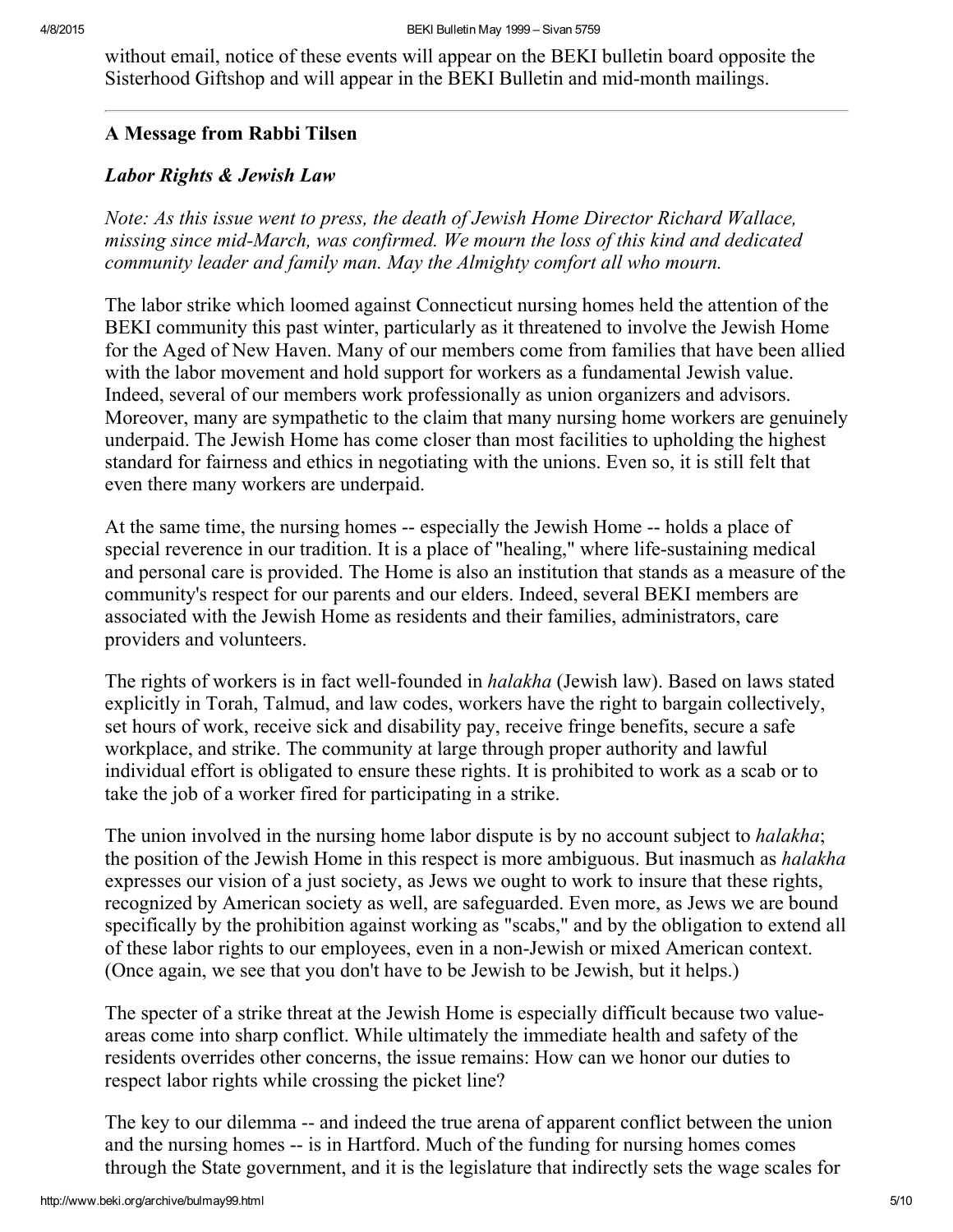without email, notice of these events will appear on the BEKI bulletin board opposite the Sisterhood Giftshop and will appear in the BEKI Bulletin and mid-month mailings.

---

### A Message from Rabbi Tilsen

#### *Labor Rights & Jewish Law*

*Note: As this issue went to press, the death of Jewish Home Director Richard Wallace, missing since mid-March, was confirmed. We mourn the loss of this kind and dedicated community leader and family man. May the Almighty comfort all who mourn.*

The labor strike which loomed against Connecticut nursing homes held the attention of the BEKI community this past winter, particularly as it threatened to involve the Jewish Home for the Aged of New Haven. Many of our members come from families that have been allied with the labor movement and hold support for workers as a fundamental Jewish value. Indeed, several of our members work professionally as union organizers and advisors. Moreover, many are sympathetic to the claim that many nursing home workers are genuinely underpaid. The Jewish Home has come closer than most facilities to upholding the highest standard for fairness and ethics in negotiating with the unions. Even so, it is still felt that even there many workers are underpaid.

At the same time, the nursing homes -- especially the Jewish Home -- holds a place of special reverence in our tradition. It is a place of "healing," where life-sustaining medical and personal care is provided. The Home is also an institution that stands as a measure of the community's respect for our parents and our elders. Indeed, several BEKI members are associated with the Jewish Home as residents and their families, administrators, care providers and volunteers.

The rights of workers is in fact well-founded in *halakha* (Jewish law). Based on laws stated explicitly in Torah, Talmud, and law codes, workers have the right to bargain collectively, set hours of work, receive sick and disability pay, receive fringe benefits, secure a safe workplace, and strike. The community at large through proper authority and lawful individual effort is obligated to ensure these rights. It is prohibited to work as a scab or to take the job of a worker fired for participating in a strike.

The union involved in the nursing home labor dispute is by no account subject to *halakha*; the position of the Jewish Home in this respect is more ambiguous. But inasmuch as *halakha* expresses our vision of a just society, as Jews we ought to work to insure that these rights, recognized by American society as well, are safeguarded. Even more, as Jews we are bound specifically by the prohibition against working as "scabs," and by the obligation to extend all of these labor rights to our employees, even in a non-Jewish or mixed American context. (Once again, we see that you don't have to be Jewish to be Jewish, but it helps.)

The specter of a strike threat at the Jewish Home is especially difficult because two value-areas come into sharp conflict. While ultimately the immediate health and safety of the residents overrides other concerns, the issue remains: How can we honor our duties to respect labor rights while crossing the picket line?

The key to our dilemma -- and indeed the true arena of apparent conflict between the union and the nursing homes -- is in Hartford. Much of the funding for nursing homes comes through the State government, and it is the legislature that indirectly sets the wage scales for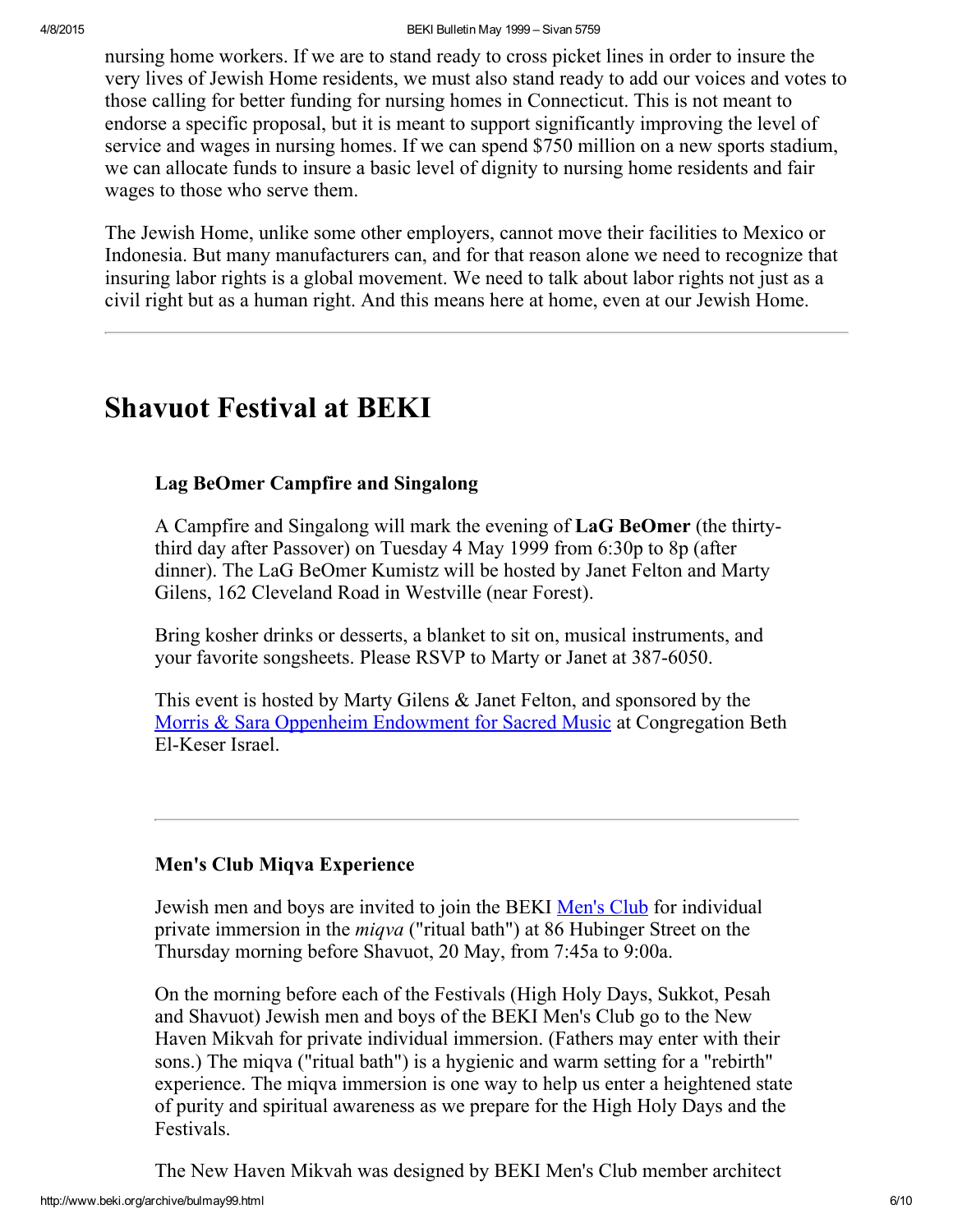nursing home workers. If we are to stand ready to cross picket lines in order to insure the very lives of Jewish Home residents, we must also stand ready to add our voices and votes to those calling for better funding for nursing homes in Connecticut. This is not meant to endorse a specific proposal, but it is meant to support significantly improving the level of service and wages in nursing homes. If we can spend $750 million on a new sports stadium, we can allocate funds to insure a basic level of dignity to nursing home residents and fair wages to those who serve them.

The Jewish Home, unlike some other employers, cannot move their facilities to Mexico or Indonesia. But many manufacturers can, and for that reason alone we need to recognize that insuring labor rights is a global movement. We need to talk about labor rights not just as a civil right but as a human right. And this means here at home, even at our Jewish Home.

---

# Shavuot Festival at BEKI

### Lag BeOmer Campfire and Singalong

A Campfire and Singalong will mark the evening of **LaG BeOmer** (the thirty-third day after Passover) on Tuesday 4 May 1999 from 6:30p to 8p (after dinner). The LaG BeOmer Kumistz will be hosted by Janet Felton and Marty Gilens, 162 Cleveland Road in Westville (near Forest).

Bring kosher drinks or desserts, a blanket to sit on, musical instruments, and your favorite songsheets. Please RSVP to Marty or Janet at 387-6050.

This event is hosted by Marty Gilens & Janet Felton, and sponsored by the Morris & Sara Oppenheim Endowment for Sacred Music at Congregation Beth El-Keser Israel.

---

### Men's Club Miqva Experience

Jewish men and boys are invited to join the BEKI Men's Club for individual private immersion in the *miqva* ("ritual bath") at 86 Hubinger Street on the Thursday morning before Shavuot, 20 May, from 7:45a to 9:00a.

On the morning before each of the Festivals (High Holy Days, Sukkot, Pesah and Shavuot) Jewish men and boys of the BEKI Men's Club go to the New Haven Mikvah for private individual immersion. (Fathers may enter with their sons.) The miqva ("ritual bath") is a hygienic and warm setting for a "rebirth" experience. The miqva immersion is one way to help us enter a heightened state of purity and spiritual awareness as we prepare for the High Holy Days and the Festivals.

The New Haven Mikvah was designed by BEKI Men's Club member architect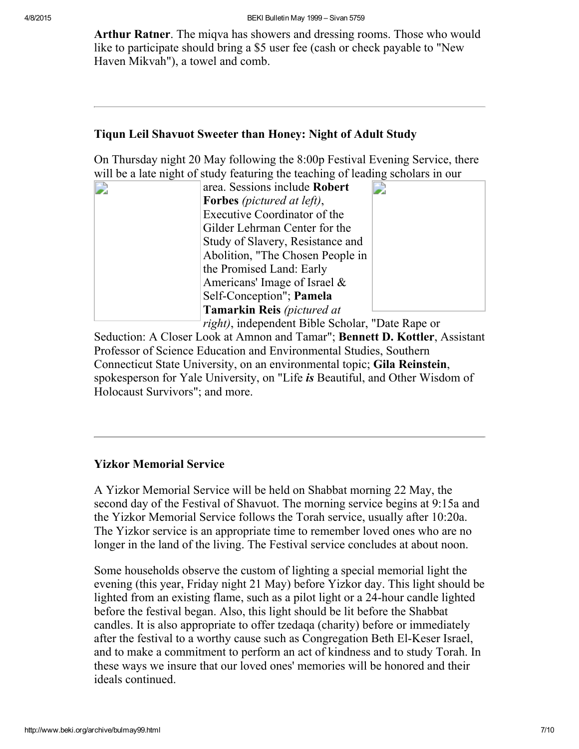**Arthur Ratner**. The miqva has showers and dressing rooms. Those who would like to participate should bring a $5 user fee (cash or check payable to "New Haven Mikvah"), a towel and comb.

---

### Tiqun Leil Shavuot Sweeter than Honey: Night of Adult Study

On Thursday night 20 May following the 8:00p Festival Evening Service, there will be a late night of study featuring the teaching of leading scholars in our area. Sessions include **Robert Forbes** *(pictured at left)*, Executive Coordinator of the Gilder Lehrman Center for the Study of Slavery, Resistance and Abolition, "The Chosen People in the Promised Land: Early Americans' Image of Israel & Self-Conception"; **Pamela Tamarkin Reis** *(pictured at right)*, independent Bible Scholar, "Date Rape or Seduction: A Closer Look at Amnon and Tamar"; **Bennett D. Kottler**, Assistant Professor of Science Education and Environmental Studies, Southern Connecticut State University, on an environmental topic; **Gila Reinstein**, spokesperson for Yale University, on "Life ***is*** Beautiful, and Other Wisdom of Holocaust Survivors"; and more.

---

### Yizkor Memorial Service

A Yizkor Memorial Service will be held on Shabbat morning 22 May, the second day of the Festival of Shavuot. The morning service begins at 9:15a and the Yizkor Memorial Service follows the Torah service, usually after 10:20a. The Yizkor service is an appropriate time to remember loved ones who are no longer in the land of the living. The Festival service concludes at about noon.

Some households observe the custom of lighting a special memorial light the evening (this year, Friday night 21 May) before Yizkor day. This light should be lighted from an existing flame, such as a pilot light or a 24-hour candle lighted before the festival began. Also, this light should be lit before the Shabbat candles. It is also appropriate to offer tzedaqa (charity) before or immediately after the festival to a worthy cause such as Congregation Beth El-Keser Israel, and to make a commitment to perform an act of kindness and to study Torah. In these ways we insure that our loved ones' memories will be honored and their ideals continued.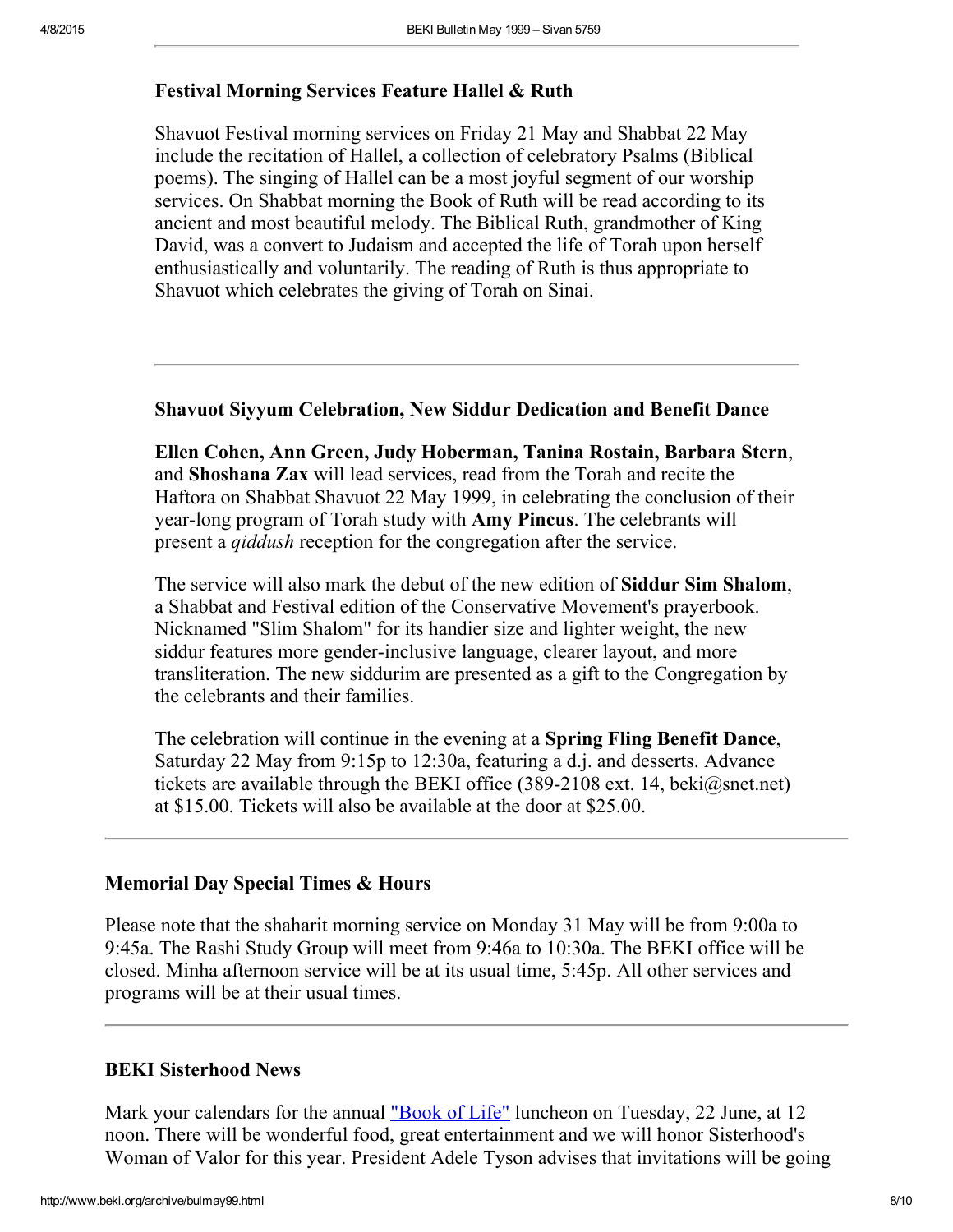### Festival Morning Services Feature Hallel & Ruth

Shavuot Festival morning services on Friday 21 May and Shabbat 22 May include the recitation of Hallel, a collection of celebratory Psalms (Biblical poems). The singing of Hallel can be a most joyful segment of our worship services. On Shabbat morning the Book of Ruth will be read according to its ancient and most beautiful melody. The Biblical Ruth, grandmother of King David, was a convert to Judaism and accepted the life of Torah upon herself enthusiastically and voluntarily. The reading of Ruth is thus appropriate to Shavuot which celebrates the giving of Torah on Sinai.

---

### Shavuot Siyyum Celebration, New Siddur Dedication and Benefit Dance

**Ellen Cohen, Ann Green, Judy Hoberman, Tanina Rostain, Barbara Stern**, and **Shoshana Zax** will lead services, read from the Torah and recite the Haftora on Shabbat Shavuot 22 May 1999, in celebrating the conclusion of their year-long program of Torah study with **Amy Pincus**. The celebrants will present a *qiddush* reception for the congregation after the service.

The service will also mark the debut of the new edition of **Siddur Sim Shalom**, a Shabbat and Festival edition of the Conservative Movement's prayerbook. Nicknamed "Slim Shalom" for its handier size and lighter weight, the new siddur features more gender-inclusive language, clearer layout, and more transliteration. The new siddurim are presented as a gift to the Congregation by the celebrants and their families.

The celebration will continue in the evening at a **Spring Fling Benefit Dance**, Saturday 22 May from 9:15p to 12:30a, featuring a d.j. and desserts. Advance tickets are available through the BEKI office (389-2108 ext. 14, beki@snet.net) at $15.00. Tickets will also be available at the door at $25.00.

---

### Memorial Day Special Times & Hours

Please note that the shaharit morning service on Monday 31 May will be from 9:00a to 9:45a. The Rashi Study Group will meet from 9:46a to 10:30a. The BEKI office will be closed. Minha afternoon service will be at its usual time, 5:45p. All other services and programs will be at their usual times.

---

### BEKI Sisterhood News

Mark your calendars for the annual "Book of Life" luncheon on Tuesday, 22 June, at 12 noon. There will be wonderful food, great entertainment and we will honor Sisterhood's Woman of Valor for this year. President Adele Tyson advises that invitations will be going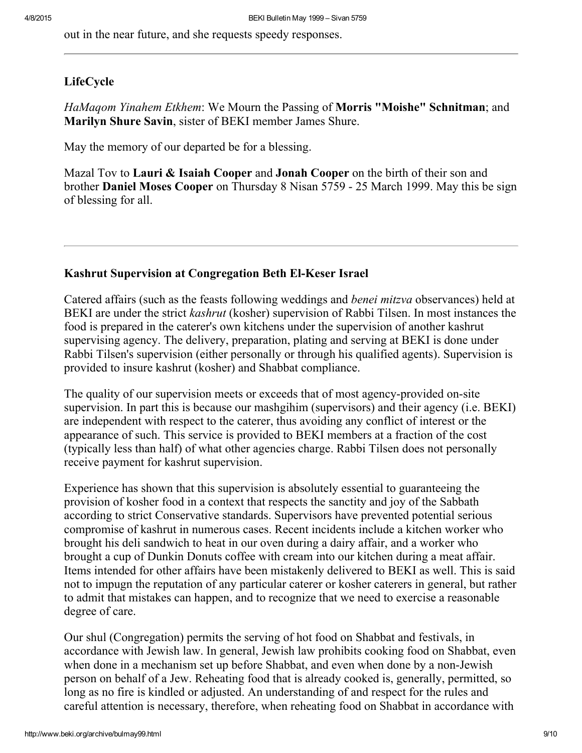out in the near future, and she requests speedy responses.

---

### LifeCycle

*HaMaqom Yinahem Etkhem*: We Mourn the Passing of **Morris "Moishe" Schnitman**; and **Marilyn Shure Savin**, sister of BEKI member James Shure.

May the memory of our departed be for a blessing.

Mazal Tov to **Lauri & Isaiah Cooper** and **Jonah Cooper** on the birth of their son and brother **Daniel Moses Cooper** on Thursday 8 Nisan 5759 - 25 March 1999. May this be sign of blessing for all.

---

### Kashrut Supervision at Congregation Beth El-Keser Israel

Catered affairs (such as the feasts following weddings and *benei mitzva* observances) held at BEKI are under the strict *kashrut* (kosher) supervision of Rabbi Tilsen. In most instances the food is prepared in the caterer's own kitchens under the supervision of another kashrut supervising agency. The delivery, preparation, plating and serving at BEKI is done under Rabbi Tilsen's supervision (either personally or through his qualified agents). Supervision is provided to insure kashrut (kosher) and Shabbat compliance.

The quality of our supervision meets or exceeds that of most agency-provided on-site supervision. In part this is because our mashgihim (supervisors) and their agency (i.e. BEKI) are independent with respect to the caterer, thus avoiding any conflict of interest or the appearance of such. This service is provided to BEKI members at a fraction of the cost (typically less than half) of what other agencies charge. Rabbi Tilsen does not personally receive payment for kashrut supervision.

Experience has shown that this supervision is absolutely essential to guaranteeing the provision of kosher food in a context that respects the sanctity and joy of the Sabbath according to strict Conservative standards. Supervisors have prevented potential serious compromise of kashrut in numerous cases. Recent incidents include a kitchen worker who brought his deli sandwich to heat in our oven during a dairy affair, and a worker who brought a cup of Dunkin Donuts coffee with cream into our kitchen during a meat affair. Items intended for other affairs have been mistakenly delivered to BEKI as well. This is said not to impugn the reputation of any particular caterer or kosher caterers in general, but rather to admit that mistakes can happen, and to recognize that we need to exercise a reasonable degree of care.

Our shul (Congregation) permits the serving of hot food on Shabbat and festivals, in accordance with Jewish law. In general, Jewish law prohibits cooking food on Shabbat, even when done in a mechanism set up before Shabbat, and even when done by a non-Jewish person on behalf of a Jew. Reheating food that is already cooked is, generally, permitted, so long as no fire is kindled or adjusted. An understanding of and respect for the rules and careful attention is necessary, therefore, when reheating food on Shabbat in accordance with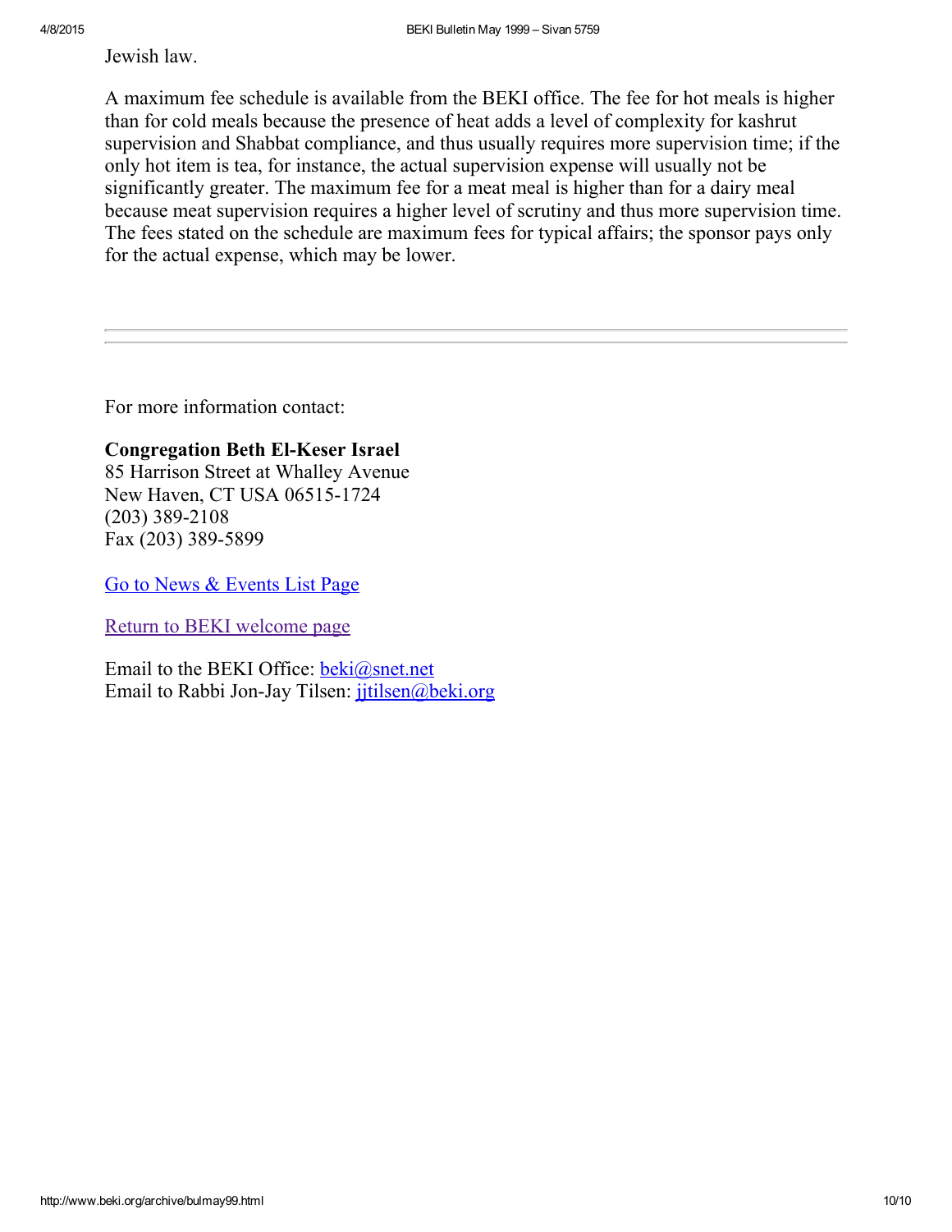Jewish law.

A maximum fee schedule is available from the BEKI office. The fee for hot meals is higher than for cold meals because the presence of heat adds a level of complexity for kashrut supervision and Shabbat compliance, and thus usually requires more supervision time; if the only hot item is tea, for instance, the actual supervision expense will usually not be significantly greater. The maximum fee for a meat meal is higher than for a dairy meal because meat supervision requires a higher level of scrutiny and thus more supervision time. The fees stated on the schedule are maximum fees for typical affairs; the sponsor pays only for the actual expense, which may be lower.

---

For more information contact:

**Congregation Beth El-Keser Israel**
85 Harrison Street at Whalley Avenue
New Haven, CT USA 06515-1724
(203) 389-2108
Fax (203) 389-5899

Go to News & Events List Page

Return to BEKI welcome page

Email to the BEKI Office: beki@snet.net
Email to Rabbi Jon-Jay Tilsen: jjtilsen@beki.org